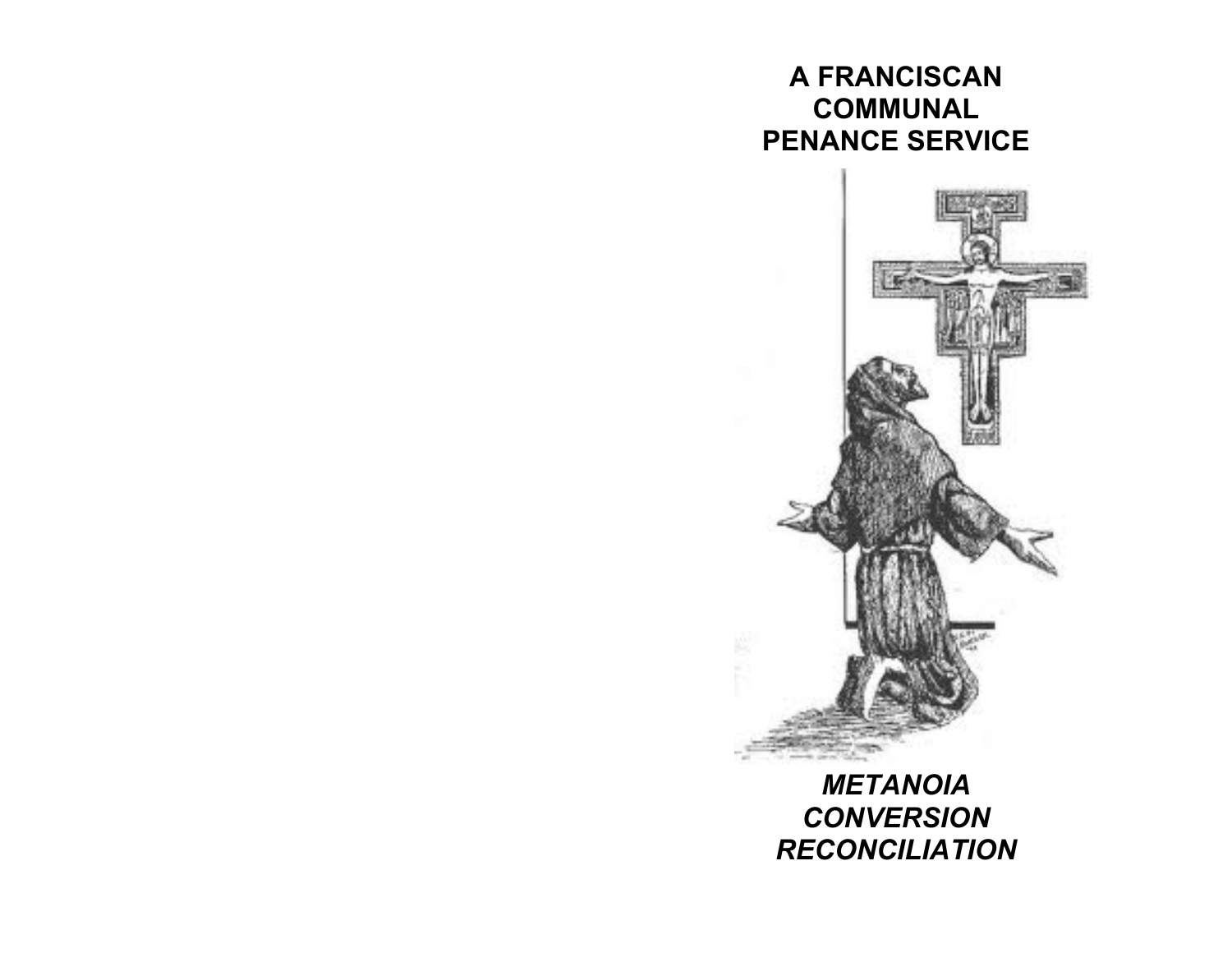# A FRANCISCAN COMMUNAL PENANCE SERVICE

***METANOIA***
***CONVERSION***
***RECONCILIATION***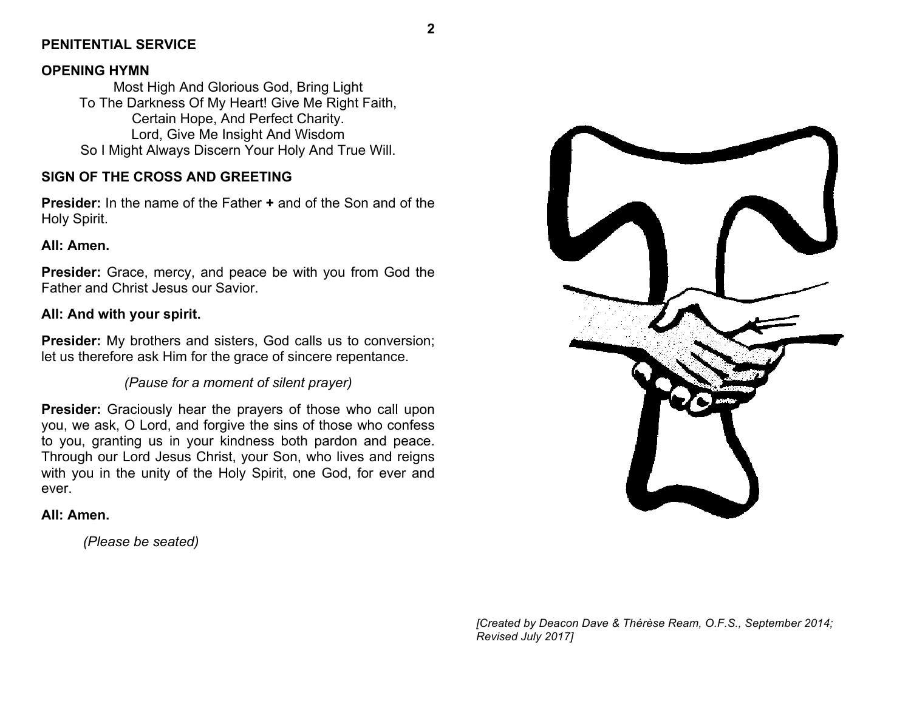**PENITENTIAL SERVICE**

**OPENING HYMN**

Most High And Glorious God, Bring Light
To The Darkness Of My Heart! Give Me Right Faith,
Certain Hope, And Perfect Charity.
Lord, Give Me Insight And Wisdom
So I Might Always Discern Your Holy And True Will.

**SIGN OF THE CROSS AND GREETING**

**Presider:** In the name of the Father **+** and of the Son and of the Holy Spirit.

**All: Amen.**

**Presider:** Grace, mercy, and peace be with you from God the Father and Christ Jesus our Savior.

**All: And with your spirit.**

**Presider:** My brothers and sisters, God calls us to conversion; let us therefore ask Him for the grace of sincere repentance.

*(Pause for a moment of silent prayer)*

**Presider:** Graciously hear the prayers of those who call upon you, we ask, O Lord, and forgive the sins of those who confess to you, granting us in your kindness both pardon and peace. Through our Lord Jesus Christ, your Son, who lives and reigns with you in the unity of the Holy Spirit, one God, for ever and ever.

**All: Amen.**

*(Please be seated)*

*[Created by Deacon Dave & Thérèse Ream, O.F.S., September 2014; Revised July 2017]*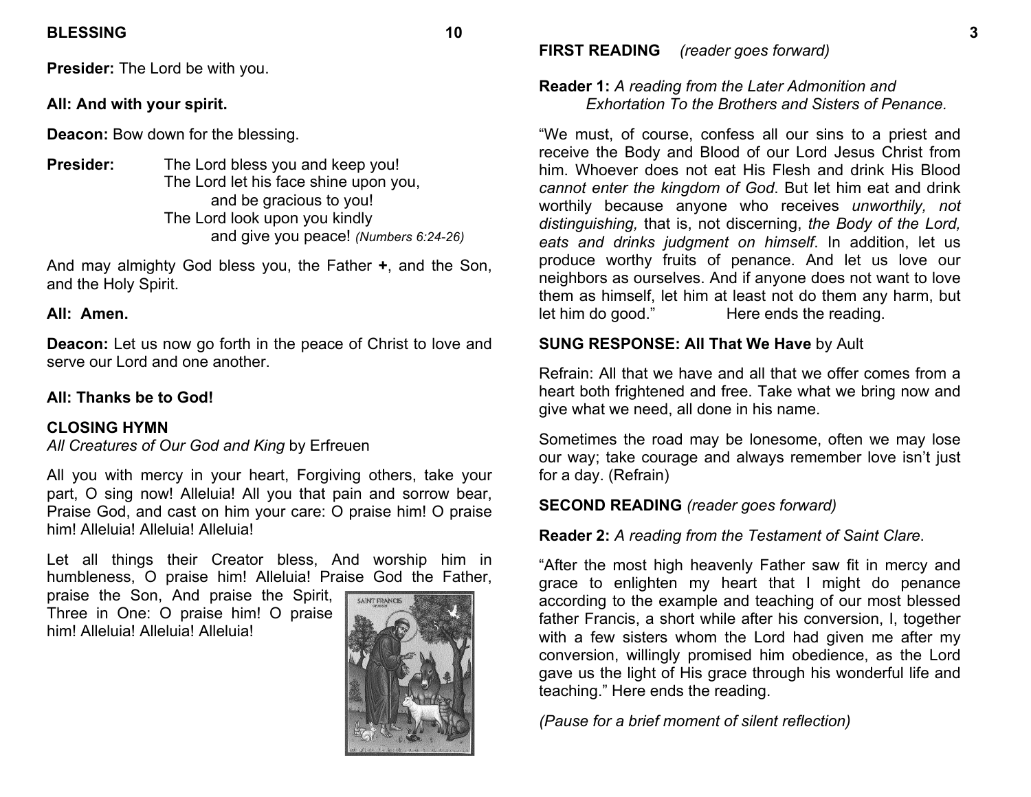## BLESSING

**Presider:** The Lord be with you.

**All: And with your spirit.**

**Deacon:** Bow down for the blessing.

**Presider:** The Lord bless you and keep you!
The Lord let his face shine upon you,
and be gracious to you!
The Lord look upon you kindly
and give you peace! *(Numbers 6:24-26)*

And may almighty God bless you, the Father **+**, and the Son, and the Holy Spirit.

**All: Amen.**

**Deacon:** Let us now go forth in the peace of Christ to love and serve our Lord and one another.

**All: Thanks be to God!**

## CLOSING HYMN

*All Creatures of Our God and King* by Erfreuen

All you with mercy in your heart, Forgiving others, take your part, O sing now! Alleluia! All you that pain and sorrow bear, Praise God, and cast on him your care: O praise him! O praise him! Alleluia! Alleluia! Alleluia!

Let all things their Creator bless, And worship him in humbleness, O praise him! Alleluia! Praise God the Father, praise the Son, And praise the Spirit, Three in One: O praise him! O praise him! Alleluia! Alleluia! Alleluia!

## FIRST READING *(reader goes forward)*

**Reader 1:** *A reading from the Later Admonition and Exhortation To the Brothers and Sisters of Penance.*

"We must, of course, confess all our sins to a priest and receive the Body and Blood of our Lord Jesus Christ from him. Whoever does not eat His Flesh and drink His Blood *cannot enter the kingdom of God*. But let him eat and drink worthily because anyone who receives *unworthily, not distinguishing,* that is, not discerning, *the Body of the Lord, eats and drinks judgment on himself*. In addition, let us produce worthy fruits of penance. And let us love our neighbors as ourselves. And if anyone does not want to love them as himself, let him at least not do them any harm, but let him do good." Here ends the reading.

**SUNG RESPONSE: All That We Have** by Ault

Refrain: All that we have and all that we offer comes from a heart both frightened and free. Take what we bring now and give what we need, all done in his name.

Sometimes the road may be lonesome, often we may lose our way; take courage and always remember love isn't just for a day. (Refrain)

## SECOND READING *(reader goes forward)*

**Reader 2:** *A reading from the Testament of Saint Clare*.

"After the most high heavenly Father saw fit in mercy and grace to enlighten my heart that I might do penance according to the example and teaching of our most blessed father Francis, a short while after his conversion, I, together with a few sisters whom the Lord had given me after my conversion, willingly promised him obedience, as the Lord gave us the light of His grace through his wonderful life and teaching." Here ends the reading.

*(Pause for a brief moment of silent reflection)*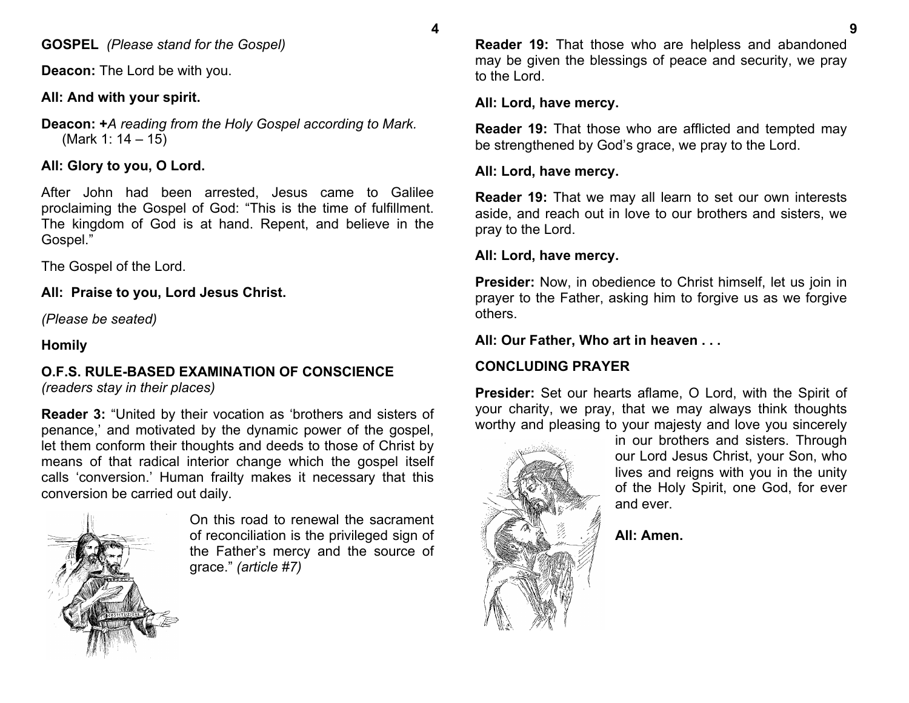**GOSPEL** *(Please stand for the Gospel)*

**Deacon:** The Lord be with you.

**All: And with your spirit.**

**Deacon: +***A reading from the Holy Gospel according to Mark.* (Mark 1: 14 – 15)

**All: Glory to you, O Lord.**

After John had been arrested, Jesus came to Galilee proclaiming the Gospel of God: "This is the time of fulfillment. The kingdom of God is at hand. Repent, and believe in the Gospel."

The Gospel of the Lord.

**All: Praise to you, Lord Jesus Christ.**

*(Please be seated)*

**Homily**

**O.F.S. RULE-BASED EXAMINATION OF CONSCIENCE**
*(readers stay in their places)*

**Reader 3:** "United by their vocation as 'brothers and sisters of penance,' and motivated by the dynamic power of the gospel, let them conform their thoughts and deeds to those of Christ by means of that radical interior change which the gospel itself calls 'conversion.' Human frailty makes it necessary that this conversion be carried out daily.

On this road to renewal the sacrament of reconciliation is the privileged sign of the Father's mercy and the source of grace." *(article #7)*

**Reader 19:** That those who are helpless and abandoned may be given the blessings of peace and security, we pray to the Lord.

**All: Lord, have mercy.**

**Reader 19:** That those who are afflicted and tempted may be strengthened by God's grace, we pray to the Lord.

**All: Lord, have mercy.**

**Reader 19:** That we may all learn to set our own interests aside, and reach out in love to our brothers and sisters, we pray to the Lord.

**All: Lord, have mercy.**

**Presider:** Now, in obedience to Christ himself, let us join in prayer to the Father, asking him to forgive us as we forgive others.

**All: Our Father, Who art in heaven . . .**

**CONCLUDING PRAYER**

**Presider:** Set our hearts aflame, O Lord, with the Spirit of your charity, we pray, that we may always think thoughts worthy and pleasing to your majesty and love you sincerely in our brothers and sisters. Through our Lord Jesus Christ, your Son, who lives and reigns with you in the unity of the Holy Spirit, one God, for ever and ever.

**All: Amen.**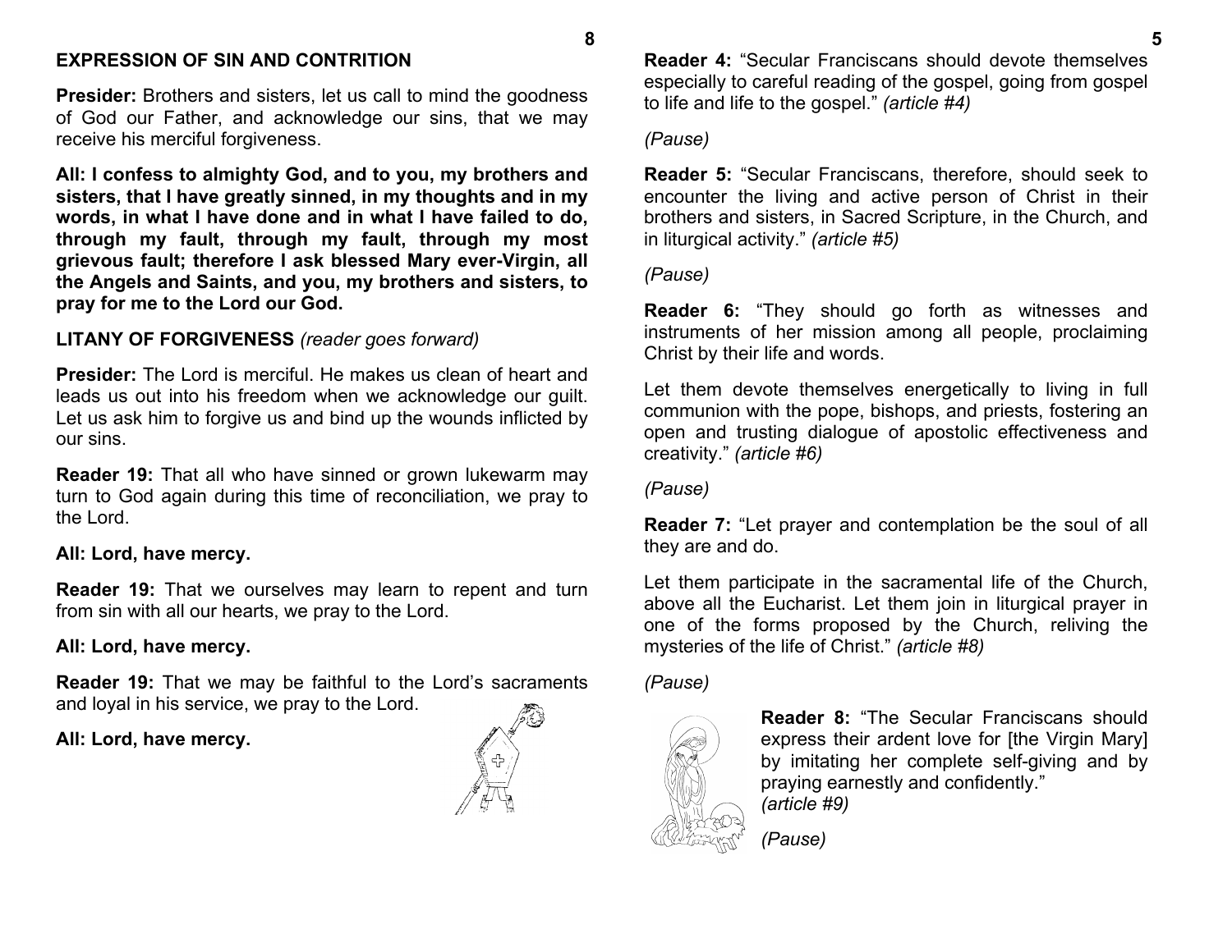## EXPRESSION OF SIN AND CONTRITION

**Presider:** Brothers and sisters, let us call to mind the goodness of God our Father, and acknowledge our sins, that we may receive his merciful forgiveness.

**All: I confess to almighty God, and to you, my brothers and sisters, that I have greatly sinned, in my thoughts and in my words, in what I have done and in what I have failed to do, through my fault, through my fault, through my most grievous fault; therefore I ask blessed Mary ever-Virgin, all the Angels and Saints, and you, my brothers and sisters, to pray for me to the Lord our God.**

## LITANY OF FORGIVENESS *(reader goes forward)*

**Presider:** The Lord is merciful. He makes us clean of heart and leads us out into his freedom when we acknowledge our guilt. Let us ask him to forgive us and bind up the wounds inflicted by our sins.

**Reader 19:** That all who have sinned or grown lukewarm may turn to God again during this time of reconciliation, we pray to the Lord.

**All: Lord, have mercy.**

**Reader 19:** That we ourselves may learn to repent and turn from sin with all our hearts, we pray to the Lord.

**All: Lord, have mercy.**

**Reader 19:** That we may be faithful to the Lord's sacraments and loyal in his service, we pray to the Lord.

**All: Lord, have mercy.**

**Reader 4:** "Secular Franciscans should devote themselves especially to careful reading of the gospel, going from gospel to life and life to the gospel." *(article #4)*

*(Pause)*

**Reader 5:** "Secular Franciscans, therefore, should seek to encounter the living and active person of Christ in their brothers and sisters, in Sacred Scripture, in the Church, and in liturgical activity." *(article #5)*

*(Pause)*

**Reader 6:** "They should go forth as witnesses and instruments of her mission among all people, proclaiming Christ by their life and words.

Let them devote themselves energetically to living in full communion with the pope, bishops, and priests, fostering an open and trusting dialogue of apostolic effectiveness and creativity." *(article #6)*

*(Pause)*

**Reader 7:** "Let prayer and contemplation be the soul of all they are and do.

Let them participate in the sacramental life of the Church, above all the Eucharist. Let them join in liturgical prayer in one of the forms proposed by the Church, reliving the mysteries of the life of Christ." *(article #8)*

*(Pause)*

**Reader 8:** "The Secular Franciscans should express their ardent love for [the Virgin Mary] by imitating her complete self-giving and by praying earnestly and confidently." *(article #9)*

*(Pause)*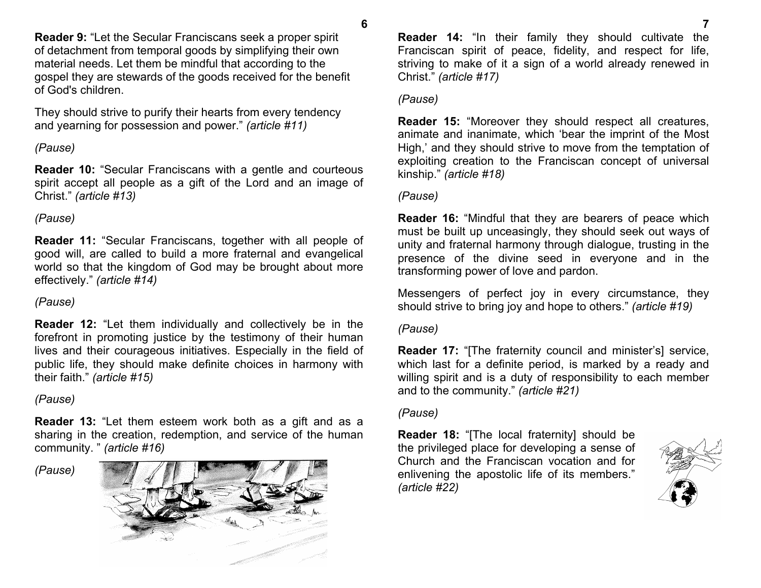**Reader 9:** "Let the Secular Franciscans seek a proper spirit of detachment from temporal goods by simplifying their own material needs. Let them be mindful that according to the gospel they are stewards of the goods received for the benefit of God's children.

They should strive to purify their hearts from every tendency and yearning for possession and power." *(article #11)*

*(Pause)*

**Reader 10:** "Secular Franciscans with a gentle and courteous spirit accept all people as a gift of the Lord and an image of Christ." *(article #13)*

*(Pause)*

**Reader 11:** "Secular Franciscans, together with all people of good will, are called to build a more fraternal and evangelical world so that the kingdom of God may be brought about more effectively." *(article #14)*

*(Pause)*

**Reader 12:** "Let them individually and collectively be in the forefront in promoting justice by the testimony of their human lives and their courageous initiatives. Especially in the field of public life, they should make definite choices in harmony with their faith." *(article #15)*

*(Pause)*

**Reader 13:** "Let them esteem work both as a gift and as a sharing in the creation, redemption, and service of the human community. " *(article #16)*

*(Pause)*

**Reader 14:** "In their family they should cultivate the Franciscan spirit of peace, fidelity, and respect for life, striving to make of it a sign of a world already renewed in Christ." *(article #17)*

*(Pause)*

**Reader 15:** "Moreover they should respect all creatures, animate and inanimate, which 'bear the imprint of the Most High,' and they should strive to move from the temptation of exploiting creation to the Franciscan concept of universal kinship." *(article #18)*

*(Pause)*

**Reader 16:** "Mindful that they are bearers of peace which must be built up unceasingly, they should seek out ways of unity and fraternal harmony through dialogue, trusting in the presence of the divine seed in everyone and in the transforming power of love and pardon.

Messengers of perfect joy in every circumstance, they should strive to bring joy and hope to others." *(article #19)*

*(Pause)*

**Reader 17:** "[The fraternity council and minister's] service, which last for a definite period, is marked by a ready and willing spirit and is a duty of responsibility to each member and to the community." *(article #21)*

*(Pause)*

**Reader 18:** "[The local fraternity] should be the privileged place for developing a sense of Church and the Franciscan vocation and for enlivening the apostolic life of its members." *(article #22)*